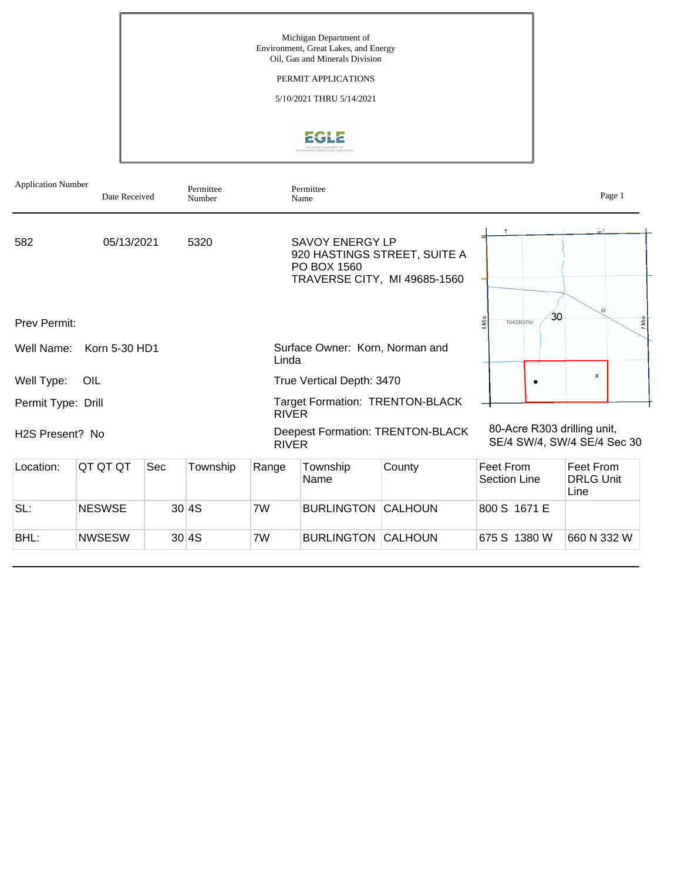Michigan Department of
Environment, Great Lakes, and Energy
Oil, Gas and Minerals Division

PERMIT APPLICATIONS

5/10/2021 THRU 5/14/2021

| Application Number | Date Received | Permittee Number | Permittee Name |
|---|---|---|---|
| 582 | 05/13/2021 | 5320 | SAVOY ENERGY LP<br>920 HASTINGS STREET, SUITE A<br>PO BOX 1560<br>TRAVERSE CITY, MI 49685-1560 |

Prev Permit:

Well Name: Korn 5-30 HD1

Surface Owner: Korn, Norman and Linda

Well Type: OIL

True Vertical Depth: 3470

Permit Type: Drill

Target Formation: TRENTON-BLACK RIVER

H2S Present? No

Deepest Formation: TRENTON-BLACK RIVER

80-Acre R303 drilling unit, SE/4 SW/4, SW/4 SE/4 Sec 30

| Location: | QT QT QT | Sec | Township | Range | Township Name | County | Feet From Section Line | Feet From DRLG Unit Line |
|---|---|---|---|---|---|---|---|---|
| SL: | NESWSE | 30 | 4S | 7W | BURLINGTON | CALHOUN | 800 S 1671 E | |
| BHL: | NWSESW | 30 | 4S | 7W | BURLINGTON | CALHOUN | 675 S 1380 W | 660 N 332 W |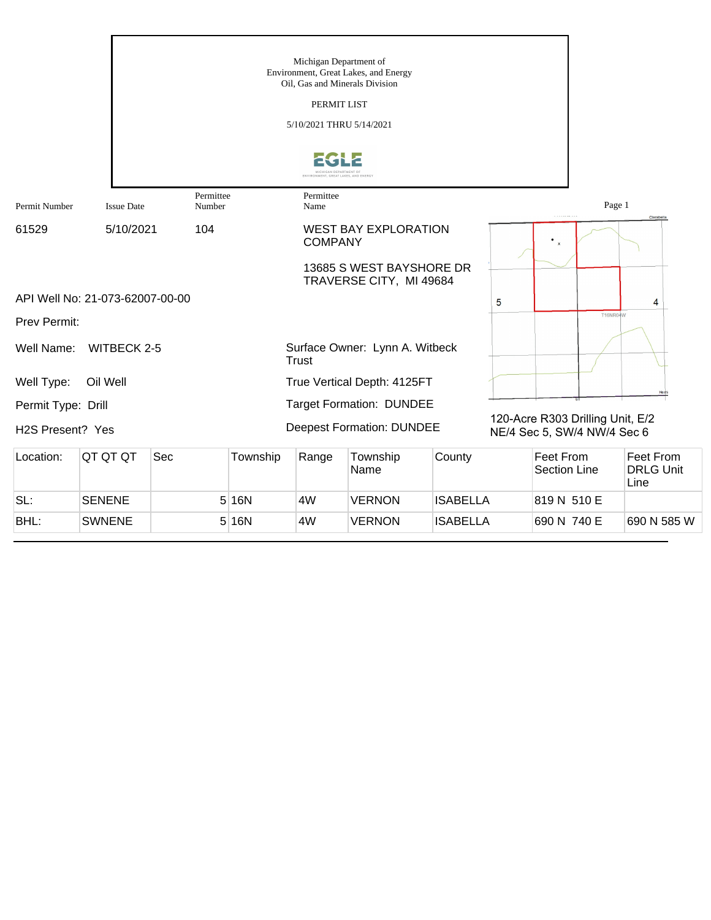Michigan Department of
Environment, Great Lakes, and Energy
Oil, Gas and Minerals Division

PERMIT LIST

5/10/2021 THRU 5/14/2021

| Permit Number | Issue Date | Permittee Number | Permittee Name |
|---|---|---|---|
| 61529 | 5/10/2021 | 104 | WEST BAY EXPLORATION COMPANY<br>13685 S WEST BAYSHORE DR<br>TRAVERSE CITY, MI 49684 |

API Well No: 21-073-62007-00-00

Prev Permit:

Well Name: WITBECK 2-5

Well Type: Oil Well

Permit Type: Drill

H2S Present? Yes

Surface Owner: Lynn A. Witbeck Trust

True Vertical Depth: 4125FT

Target Formation: DUNDEE

Deepest Formation: DUNDEE

120-Acre R303 Drilling Unit, E/2 NE/4 Sec 5, SW/4 NW/4 Sec 6

| Location: | QT QT QT | Sec | Township | Range | Township Name | County | Feet From Section Line | Feet From DRLG Unit Line |
|---|---|---|---|---|---|---|---|---|
| SL: | SENENE | 5 | 16N | 4W | VERNON | ISABELLA | 819 N 510 E | |
| BHL: | SWNENE | 5 | 16N | 4W | VERNON | ISABELLA | 690 N 740 E | 690 N 585 W |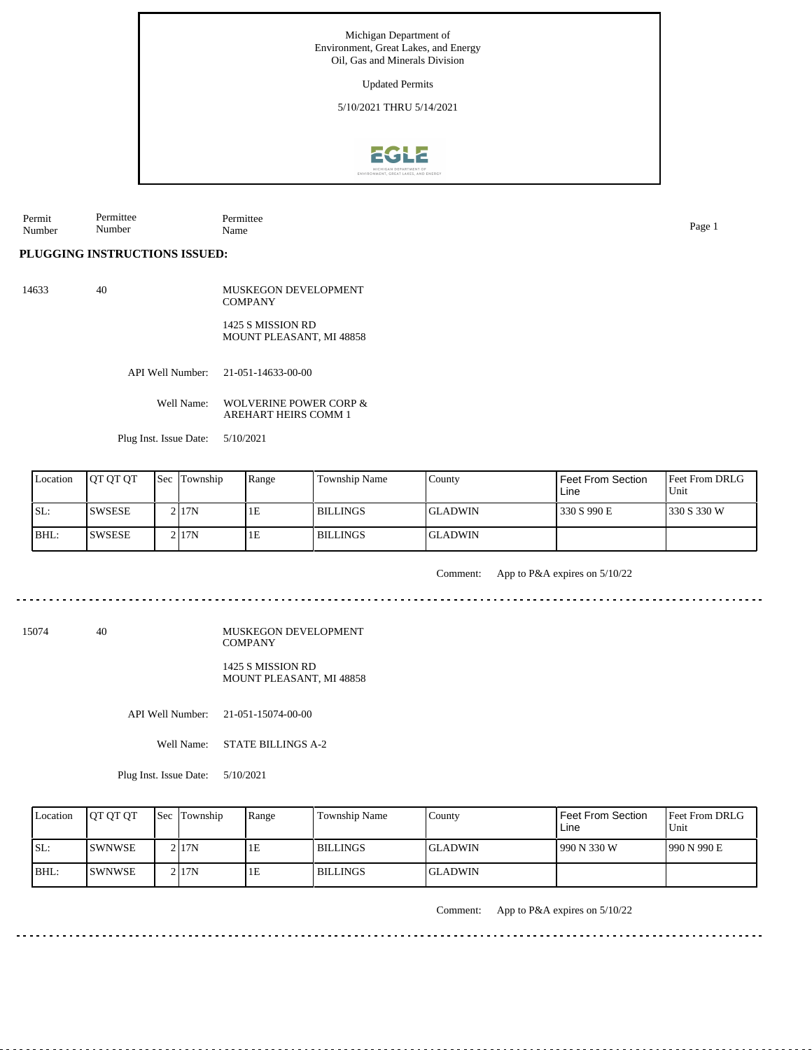Michigan Department of
Environment, Great Lakes, and Energy
Oil, Gas and Minerals Division

Updated Permits

5/10/2021 THRU 5/14/2021

| Permit Number | Permittee Number | Permittee Name |
|---|---|---|

**PLUGGING INSTRUCTIONS ISSUED:**

14633 &nbsp;&nbsp; 40 &nbsp;&nbsp; MUSKEGON DEVELOPMENT COMPANY

1425 S MISSION RD
MOUNT PLEASANT, MI 48858

API Well Number: 21-051-14633-00-00

Well Name: WOLVERINE POWER CORP & AREHART HEIRS COMM 1

Plug Inst. Issue Date: 5/10/2021

| Location | QT QT QT | Sec | Township | Range | Township Name | County | Feet From Section Line | Feet From DRLG Unit |
|---|---|---|---|---|---|---|---|---|
| SL: | SWSESE | 2 | 17N | 1E | BILLINGS | GLADWIN | 330 S 990 E | 330 S 330 W |
| BHL: | SWSESE | 2 | 17N | 1E | BILLINGS | GLADWIN | | |

Comment: App to P&A expires on 5/10/22

---

15074 &nbsp;&nbsp; 40 &nbsp;&nbsp; MUSKEGON DEVELOPMENT COMPANY

1425 S MISSION RD
MOUNT PLEASANT, MI 48858

API Well Number: 21-051-15074-00-00

Well Name: STATE BILLINGS A-2

Plug Inst. Issue Date: 5/10/2021

| Location | QT QT QT | Sec | Township | Range | Township Name | County | Feet From Section Line | Feet From DRLG Unit |
|---|---|---|---|---|---|---|---|---|
| SL: | SWNWSE | 2 | 17N | 1E | BILLINGS | GLADWIN | 990 N 330 W | 990 N 990 E |
| BHL: | SWNWSE | 2 | 17N | 1E | BILLINGS | GLADWIN | | |

Comment: App to P&A expires on 5/10/22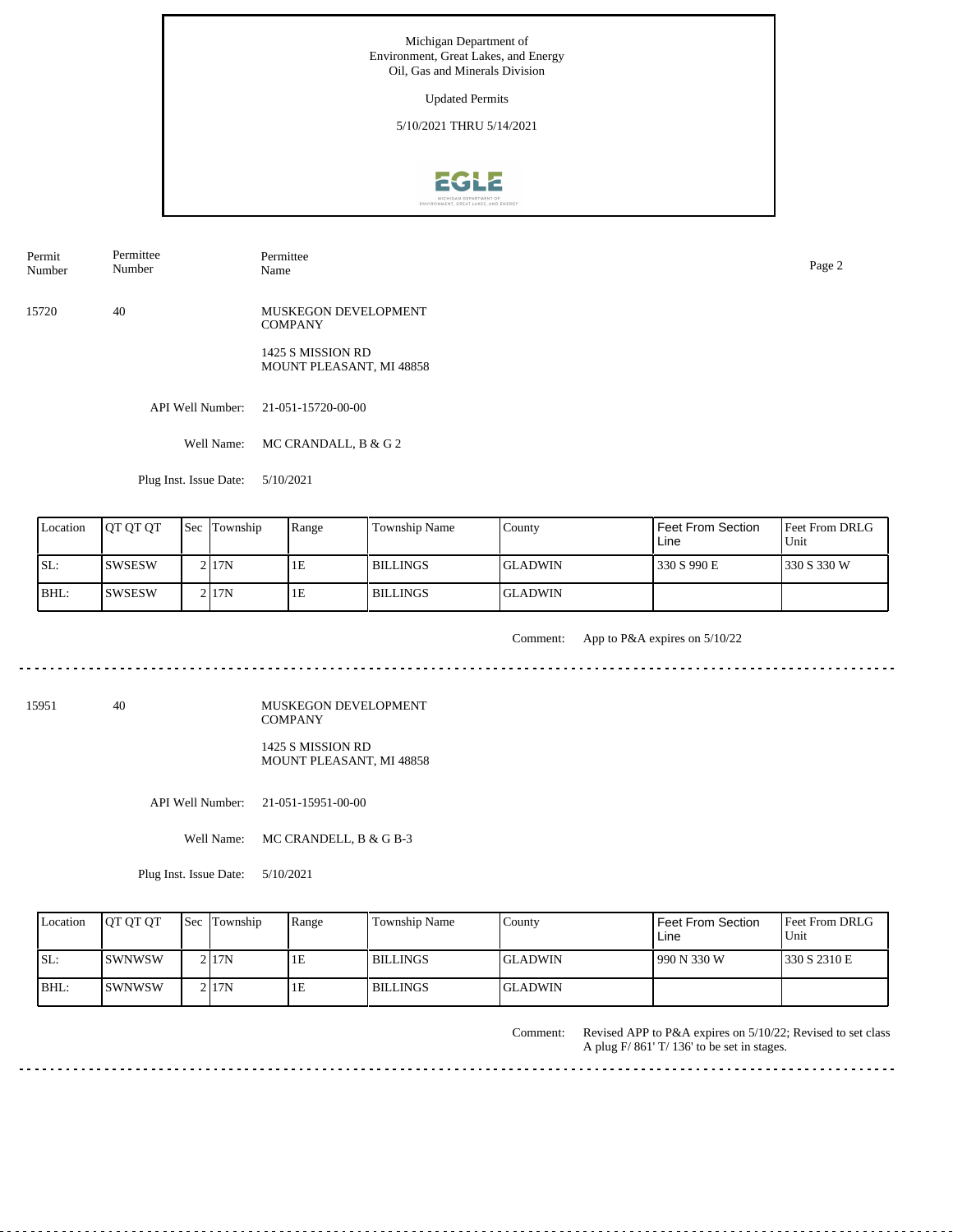Michigan Department of Environment, Great Lakes, and Energy
Oil, Gas and Minerals Division

Updated Permits

5/10/2021 THRU 5/14/2021

| Permit Number | Permittee Number | Permittee Name |
|---|---|---|
| 15720 | 40 | MUSKEGON DEVELOPMENT COMPANY<br>1425 S MISSION RD<br>MOUNT PLEASANT, MI 48858 |

API Well Number: 21-051-15720-00-00

Well Name: MC CRANDALL, B & G 2

Plug Inst. Issue Date: 5/10/2021

| Location | QT QT QT | Sec | Township | Range | Township Name | County | Feet From Section Line | Feet From DRLG Unit |
|---|---|---|---|---|---|---|---|---|
| SL: | SWSESW | 2 | 17N | 1E | BILLINGS | GLADWIN | 330 S 990 E | 330 S 330 W |
| BHL: | SWSESW | 2 | 17N | 1E | BILLINGS | GLADWIN | | |

Comment: App to P&A expires on 5/10/22

---

| Permit Number | Permittee Number | Permittee Name |
|---|---|---|
| 15951 | 40 | MUSKEGON DEVELOPMENT COMPANY<br>1425 S MISSION RD<br>MOUNT PLEASANT, MI 48858 |

API Well Number: 21-051-15951-00-00

Well Name: MC CRANDELL, B & G B-3

Plug Inst. Issue Date: 5/10/2021

| Location | QT QT QT | Sec | Township | Range | Township Name | County | Feet From Section Line | Feet From DRLG Unit |
|---|---|---|---|---|---|---|---|---|
| SL: | SWNWSW | 2 | 17N | 1E | BILLINGS | GLADWIN | 990 N 330 W | 330 S 2310 E |
| BHL: | SWNWSW | 2 | 17N | 1E | BILLINGS | GLADWIN | | |

Comment: Revised APP to P&A expires on 5/10/22; Revised to set class A plug F/ 861' T/ 136' to be set in stages.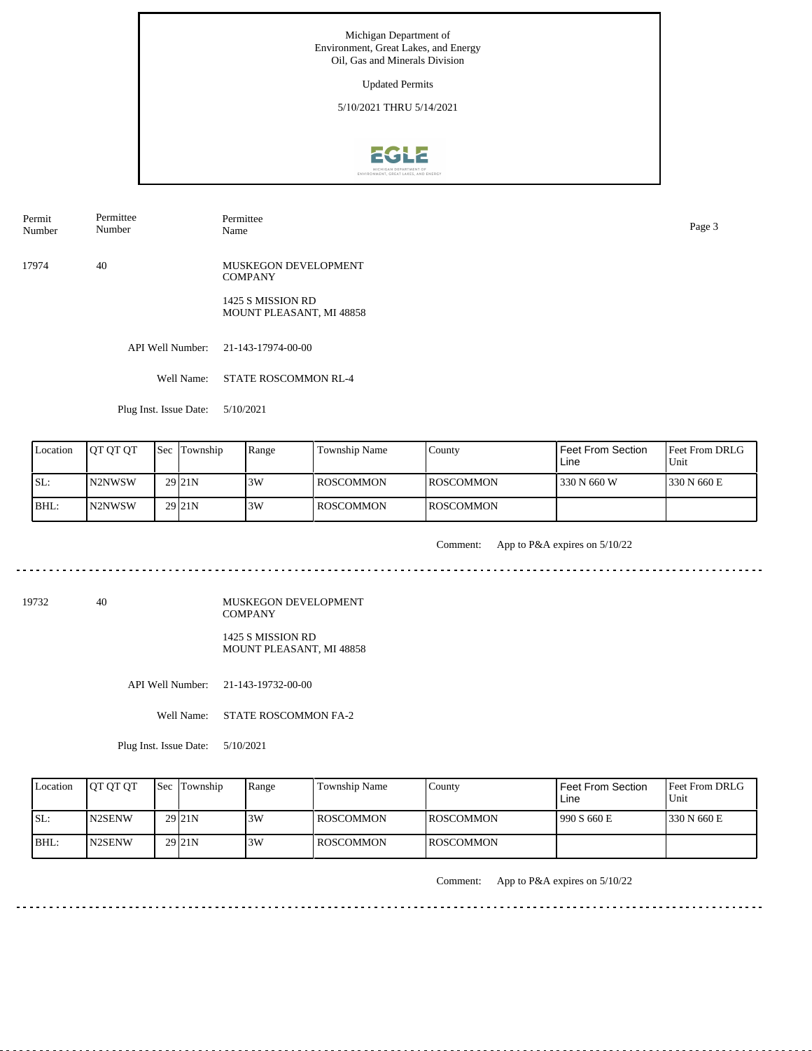Michigan Department of
Environment, Great Lakes, and Energy
Oil, Gas and Minerals Division

Updated Permits

5/10/2021 THRU 5/14/2021

| Permit Number | Permittee Number | Permittee Name |
|---|---|---|
| 17974 | 40 | MUSKEGON DEVELOPMENT COMPANY<br>1425 S MISSION RD<br>MOUNT PLEASANT, MI 48858 |

API Well Number: 21-143-17974-00-00

Well Name: STATE ROSCOMMON RL-4

Plug Inst. Issue Date: 5/10/2021

| Location | QT QT QT | Sec | Township | Range | Township Name | County | Feet From Section Line | Feet From DRLG Unit |
|---|---|---|---|---|---|---|---|---|
| SL: | N2NWSW | 29 | 21N | 3W | ROSCOMMON | ROSCOMMON | 330 N 660 W | 330 N 660 E |
| BHL: | N2NWSW | 29 | 21N | 3W | ROSCOMMON | ROSCOMMON | | |

Comment: App to P&A expires on 5/10/22

---

| Permit Number | Permittee Number | Permittee Name |
|---|---|---|
| 19732 | 40 | MUSKEGON DEVELOPMENT COMPANY<br>1425 S MISSION RD<br>MOUNT PLEASANT, MI 48858 |

API Well Number: 21-143-19732-00-00

Well Name: STATE ROSCOMMON FA-2

Plug Inst. Issue Date: 5/10/2021

| Location | QT QT QT | Sec | Township | Range | Township Name | County | Feet From Section Line | Feet From DRLG Unit |
|---|---|---|---|---|---|---|---|---|
| SL: | N2SENW | 29 | 21N | 3W | ROSCOMMON | ROSCOMMON | 990 S 660 E | 330 N 660 E |
| BHL: | N2SENW | 29 | 21N | 3W | ROSCOMMON | ROSCOMMON | | |

Comment: App to P&A expires on 5/10/22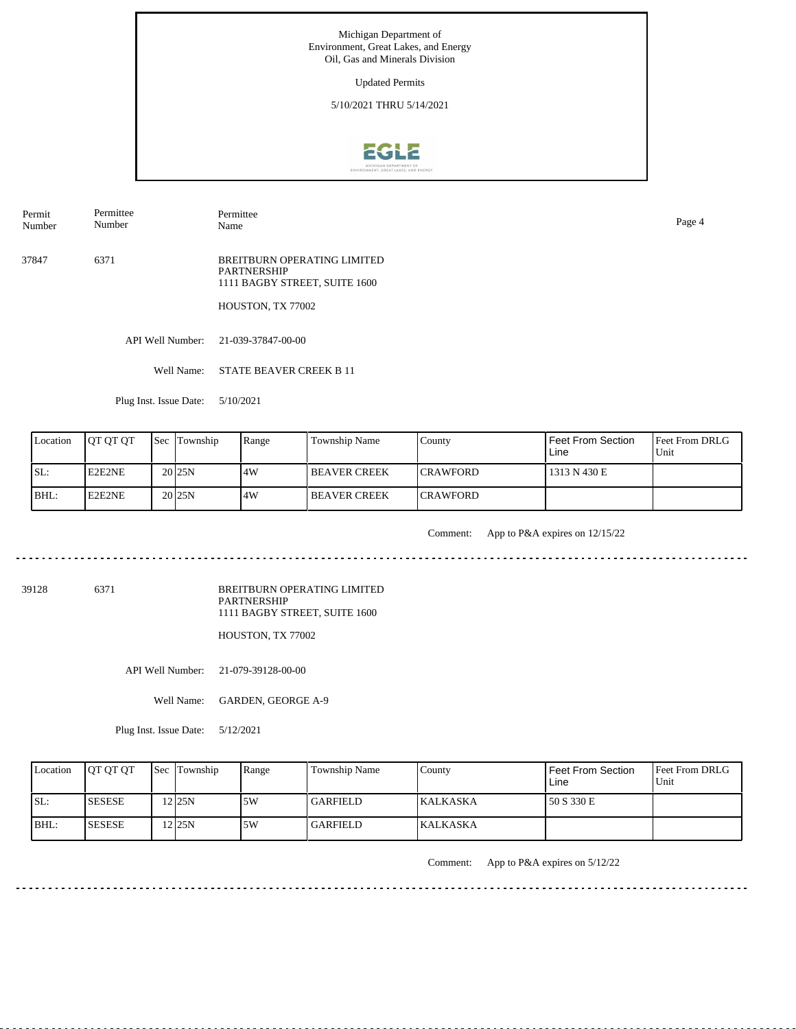Michigan Department of
Environment, Great Lakes, and Energy
Oil, Gas and Minerals Division

Updated Permits

5/10/2021 THRU 5/14/2021

| Permit Number | Permittee Number | Permittee Name |
|---|---|---|

---

**37847** | **6371** | BREITBURN OPERATING LIMITED PARTNERSHIP
1111 BAGBY STREET, SUITE 1600

HOUSTON, TX 77002

API Well Number: 21-039-37847-00-00

Well Name: STATE BEAVER CREEK B 11

Plug Inst. Issue Date: 5/10/2021

| Location | QT QT QT | Sec | Township | Range | Township Name | County | Feet From Section Line | Feet From DRLG Unit |
|---|---|---|---|---|---|---|---|---|
| SL: | E2E2NE | 20 | 25N | 4W | BEAVER CREEK | CRAWFORD | 1313 N 430 E | |
| BHL: | E2E2NE | 20 | 25N | 4W | BEAVER CREEK | CRAWFORD | | |

Comment: App to P&A expires on 12/15/22

---

**39128** | **6371** | BREITBURN OPERATING LIMITED PARTNERSHIP
1111 BAGBY STREET, SUITE 1600

HOUSTON, TX 77002

API Well Number: 21-079-39128-00-00

Well Name: GARDEN, GEORGE A-9

Plug Inst. Issue Date: 5/12/2021

| Location | QT QT QT | Sec | Township | Range | Township Name | County | Feet From Section Line | Feet From DRLG Unit |
|---|---|---|---|---|---|---|---|---|
| SL: | SESESE | 12 | 25N | 5W | GARFIELD | KALKASKA | 50 S 330 E | |
| BHL: | SESESE | 12 | 25N | 5W | GARFIELD | KALKASKA | | |

Comment: App to P&A expires on 5/12/22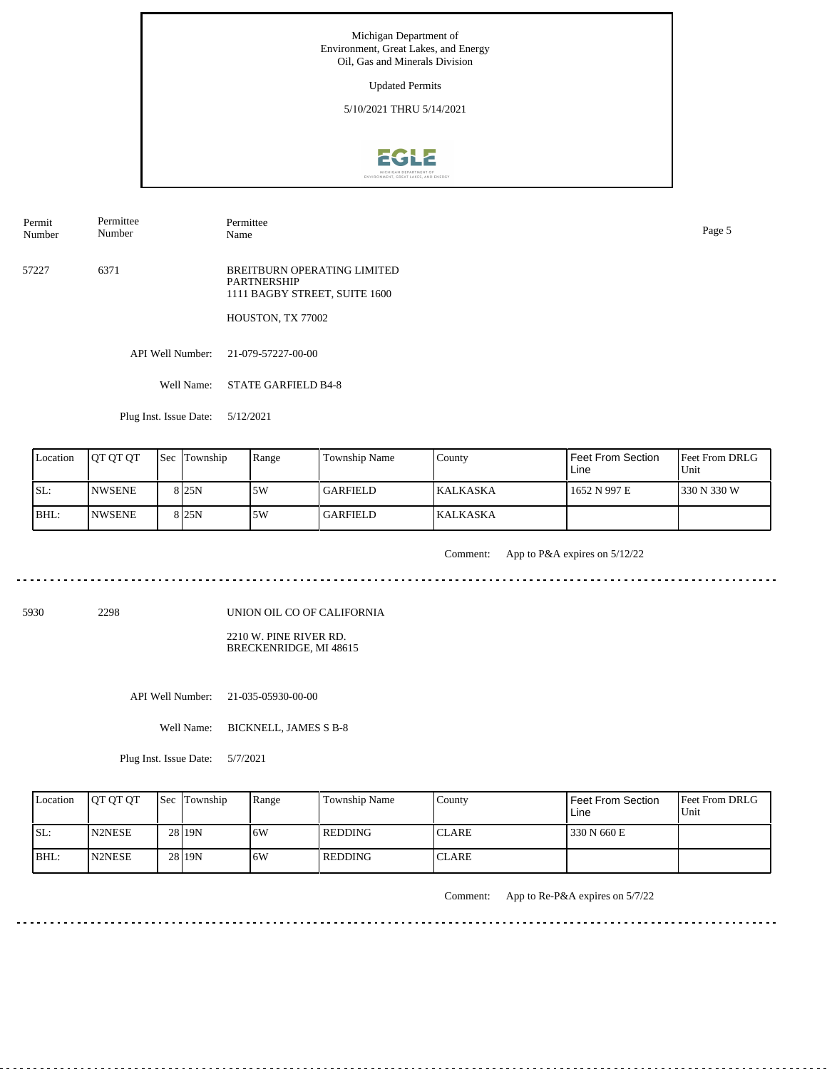Michigan Department of
Environment, Great Lakes, and Energy
Oil, Gas and Minerals Division

Updated Permits

5/10/2021 THRU 5/14/2021

| Permit Number | Permittee Number | Permittee Name |
|---|---|---|
| 57227 | 6371 | BREITBURN OPERATING LIMITED PARTNERSHIP<br>1111 BAGBY STREET, SUITE 1600<br><br>HOUSTON, TX 77002 |

API Well Number: 21-079-57227-00-00

Well Name: STATE GARFIELD B4-8

Plug Inst. Issue Date: 5/12/2021

| Location | QT QT QT | Sec | Township | Range | Township Name | County | Feet From Section Line | Feet From DRLG Unit |
|---|---|---|---|---|---|---|---|---|
| SL: | NWSENE | 8 | 25N | 5W | GARFIELD | KALKASKA | 1652 N 997 E | 330 N 330 W |
| BHL: | NWSENE | 8 | 25N | 5W | GARFIELD | KALKASKA | | |

Comment: App to P&A expires on 5/12/22

---

| Permit Number | Permittee Number | Permittee Name |
|---|---|---|
| 5930 | 2298 | UNION OIL CO OF CALIFORNIA<br><br>2210 W. PINE RIVER RD.<br>BRECKENRIDGE, MI 48615 |

API Well Number: 21-035-05930-00-00

Well Name: BICKNELL, JAMES S B-8

Plug Inst. Issue Date: 5/7/2021

| Location | QT QT QT | Sec | Township | Range | Township Name | County | Feet From Section Line | Feet From DRLG Unit |
|---|---|---|---|---|---|---|---|---|
| SL: | N2NESE | 28 | 19N | 6W | REDDING | CLARE | 330 N 660 E | |
| BHL: | N2NESE | 28 | 19N | 6W | REDDING | CLARE | | |

Comment: App to Re-P&A expires on 5/7/22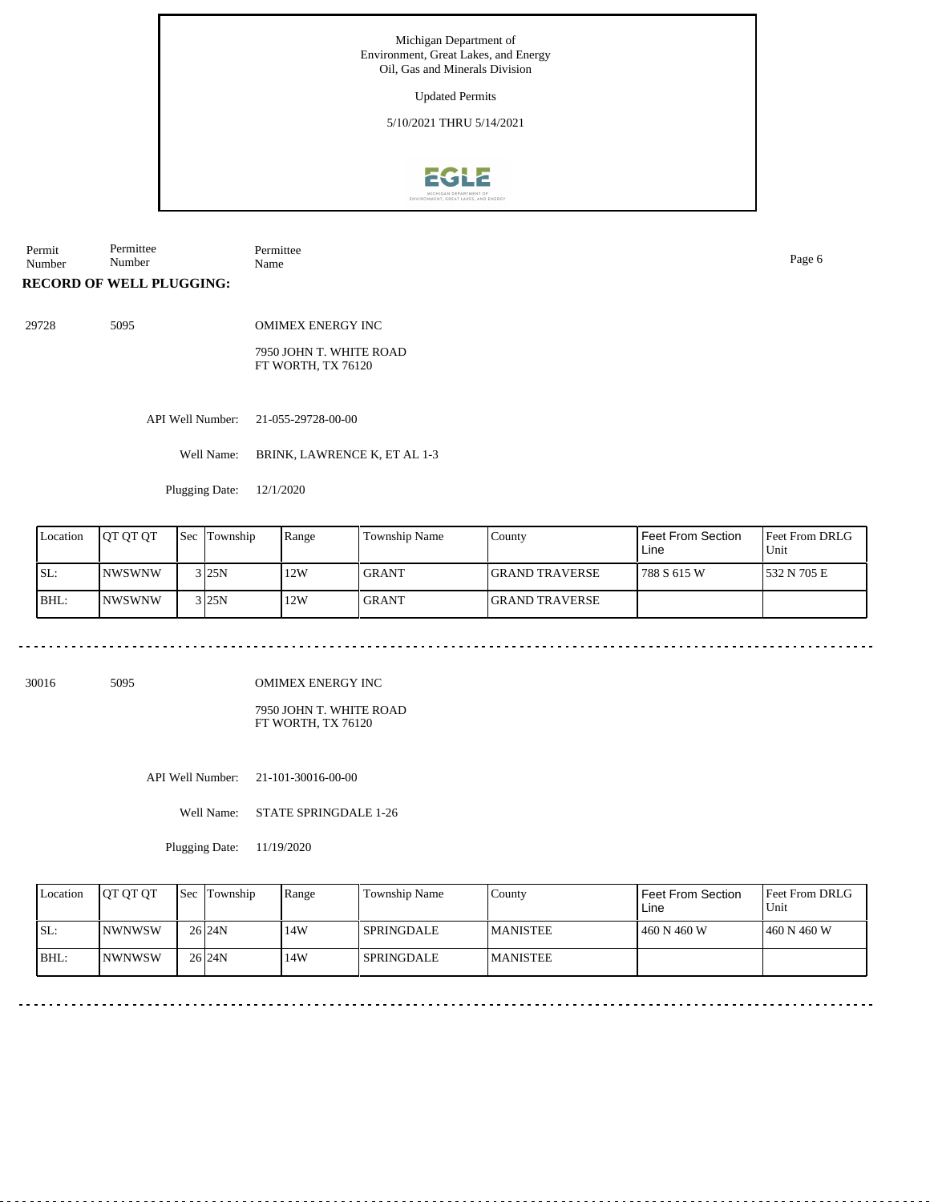Michigan Department of
Environment, Great Lakes, and Energy
Oil, Gas and Minerals Division

Updated Permits

5/10/2021 THRU 5/14/2021

| Permit Number | Permittee Number | Permittee Name |
|---|---|---|

**RECORD OF WELL PLUGGING:**

29728 5095 OMIMEX ENERGY INC

7950 JOHN T. WHITE ROAD
FT WORTH, TX 76120

API Well Number: 21-055-29728-00-00

Well Name: BRINK, LAWRENCE K, ET AL 1-3

Plugging Date: 12/1/2020

| Location | QT QT QT | Sec | Township | Range | Township Name | County | Feet From Section Line | Feet From DRLG Unit |
|---|---|---|---|---|---|---|---|---|
| SL: | NWSWNW | 3 | 25N | 12W | GRANT | GRAND TRAVERSE | 788 S 615 W | 532 N 705 E |
| BHL: | NWSWNW | 3 | 25N | 12W | GRANT | GRAND TRAVERSE | | |

---

30016 5095 OMIMEX ENERGY INC

7950 JOHN T. WHITE ROAD
FT WORTH, TX 76120

API Well Number: 21-101-30016-00-00

Well Name: STATE SPRINGDALE 1-26

Plugging Date: 11/19/2020

| Location | QT QT QT | Sec | Township | Range | Township Name | County | Feet From Section Line | Feet From DRLG Unit |
|---|---|---|---|---|---|---|---|---|
| SL: | NWNWSW | 26 | 24N | 14W | SPRINGDALE | MANISTEE | 460 N 460 W | 460 N 460 W |
| BHL: | NWNWSW | 26 | 24N | 14W | SPRINGDALE | MANISTEE | | |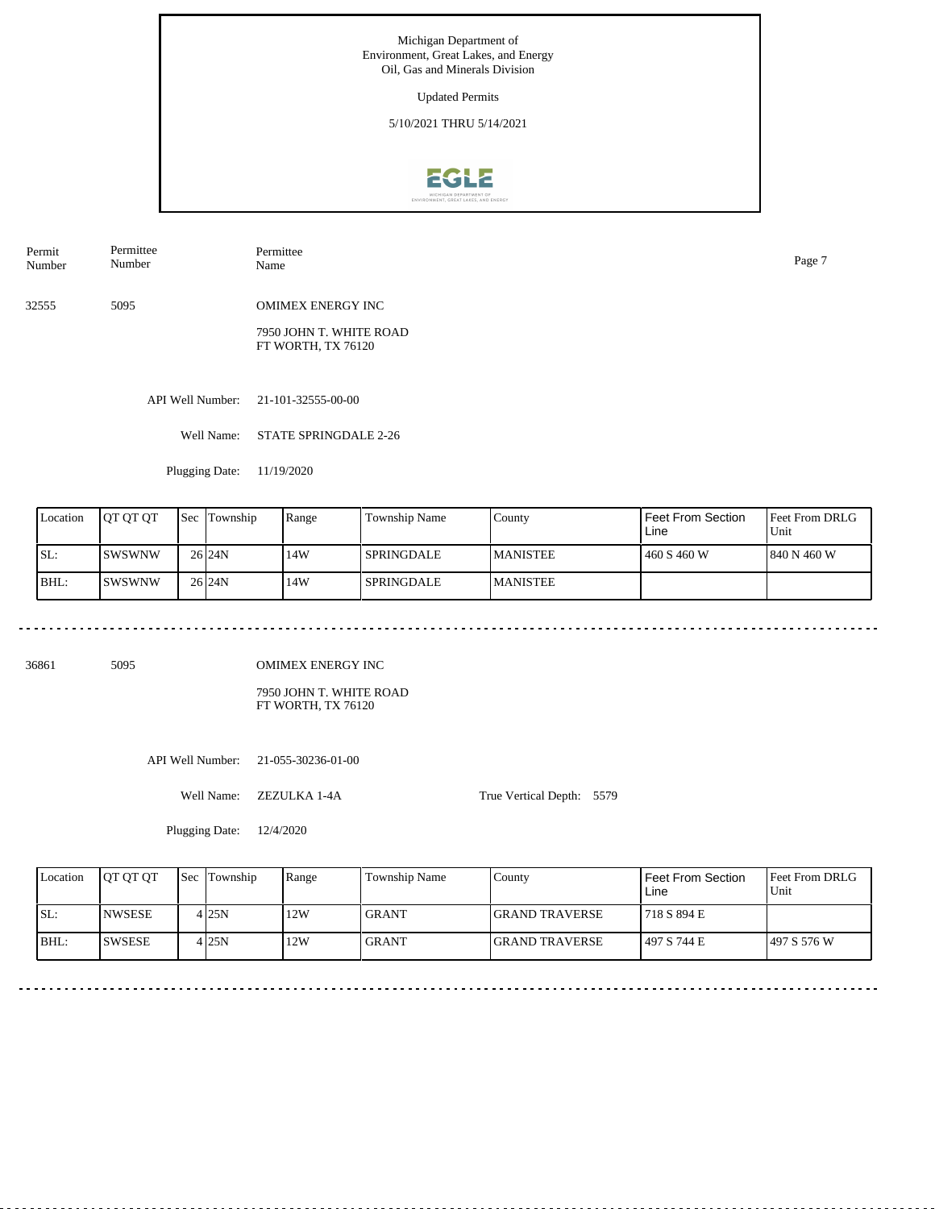Michigan Department of
Environment, Great Lakes, and Energy
Oil, Gas and Minerals Division

Updated Permits

5/10/2021 THRU 5/14/2021

| Permit Number | Permittee Number | Permittee Name |
|---|---|---|
| 32555 | 5095 | OMIMEX ENERGY INC |

7950 JOHN T. WHITE ROAD
FT WORTH, TX 76120

API Well Number: 21-101-32555-00-00

Well Name: STATE SPRINGDALE 2-26

Plugging Date: 11/19/2020

| Location | QT QT QT | Sec | Township | Range | Township Name | County | Feet From Section Line | Feet From DRLG Unit |
|---|---|---|---|---|---|---|---|---|
| SL: | SWSWNW | 26 | 24N | 14W | SPRINGDALE | MANISTEE | 460 S 460 W | 840 N 460 W |
| BHL: | SWSWNW | 26 | 24N | 14W | SPRINGDALE | MANISTEE | | |

---

| Permit Number | Permittee Number | Permittee Name |
|---|---|---|
| 36861 | 5095 | OMIMEX ENERGY INC |

7950 JOHN T. WHITE ROAD
FT WORTH, TX 76120

API Well Number: 21-055-30236-01-00

Well Name: ZEZULKA 1-4A

True Vertical Depth: 5579

Plugging Date: 12/4/2020

| Location | QT QT QT | Sec | Township | Range | Township Name | County | Feet From Section Line | Feet From DRLG Unit |
|---|---|---|---|---|---|---|---|---|
| SL: | NWSESE | 4 | 25N | 12W | GRANT | GRAND TRAVERSE | 718 S 894 E | |
| BHL: | SWSESE | 4 | 25N | 12W | GRANT | GRAND TRAVERSE | 497 S 744 E | 497 S 576 W |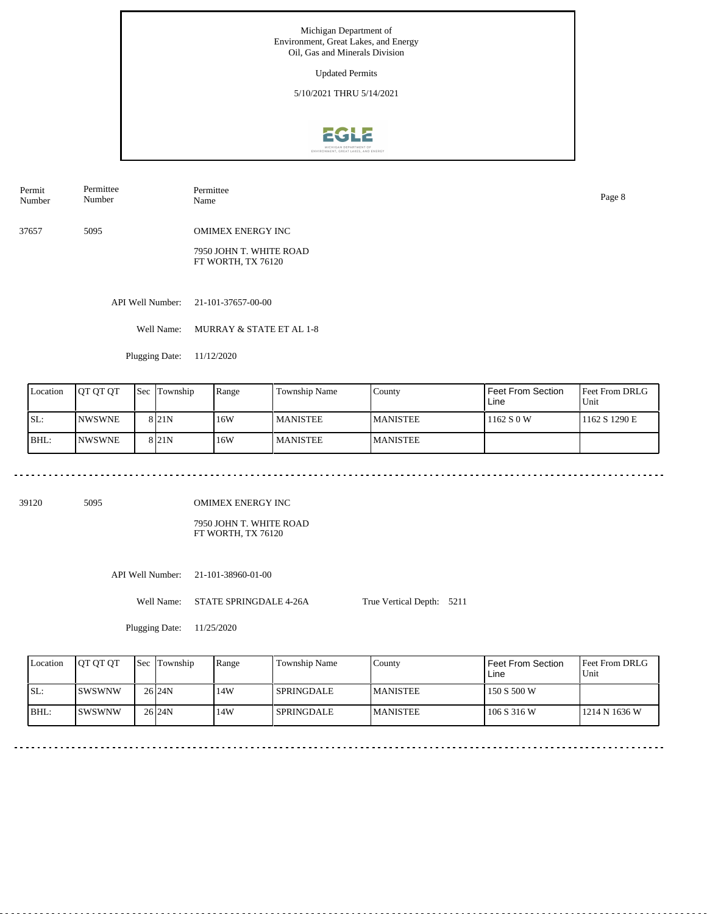Michigan Department of
Environment, Great Lakes, and Energy
Oil, Gas and Minerals Division

Updated Permits

5/10/2021 THRU 5/14/2021

| Permit Number | Permittee Number | Permittee Name |
|---|---|---|
| 37657 | 5095 | OMIMEX ENERGY INC |

7950 JOHN T. WHITE ROAD
FT WORTH, TX 76120

API Well Number: 21-101-37657-00-00

Well Name: MURRAY & STATE ET AL 1-8

Plugging Date: 11/12/2020

| Location | QT QT QT | Sec | Township | Range | Township Name | County | Feet From Section Line | Feet From DRLG Unit |
|---|---|---|---|---|---|---|---|---|
| SL: | NWSWNE | 8 | 21N | 16W | MANISTEE | MANISTEE | 1162 S 0 W | 1162 S 1290 E |
| BHL: | NWSWNE | 8 | 21N | 16W | MANISTEE | MANISTEE | | |

---

| Permit Number | Permittee Number | Permittee Name |
|---|---|---|
| 39120 | 5095 | OMIMEX ENERGY INC |

7950 JOHN T. WHITE ROAD
FT WORTH, TX 76120

API Well Number: 21-101-38960-01-00

Well Name: STATE SPRINGDALE 4-26A    True Vertical Depth: 5211

Plugging Date: 11/25/2020

| Location | QT QT QT | Sec | Township | Range | Township Name | County | Feet From Section Line | Feet From DRLG Unit |
|---|---|---|---|---|---|---|---|---|
| SL: | SWSWNW | 26 | 24N | 14W | SPRINGDALE | MANISTEE | 150 S 500 W | |
| BHL: | SWSWNW | 26 | 24N | 14W | SPRINGDALE | MANISTEE | 106 S 316 W | 1214 N 1636 W |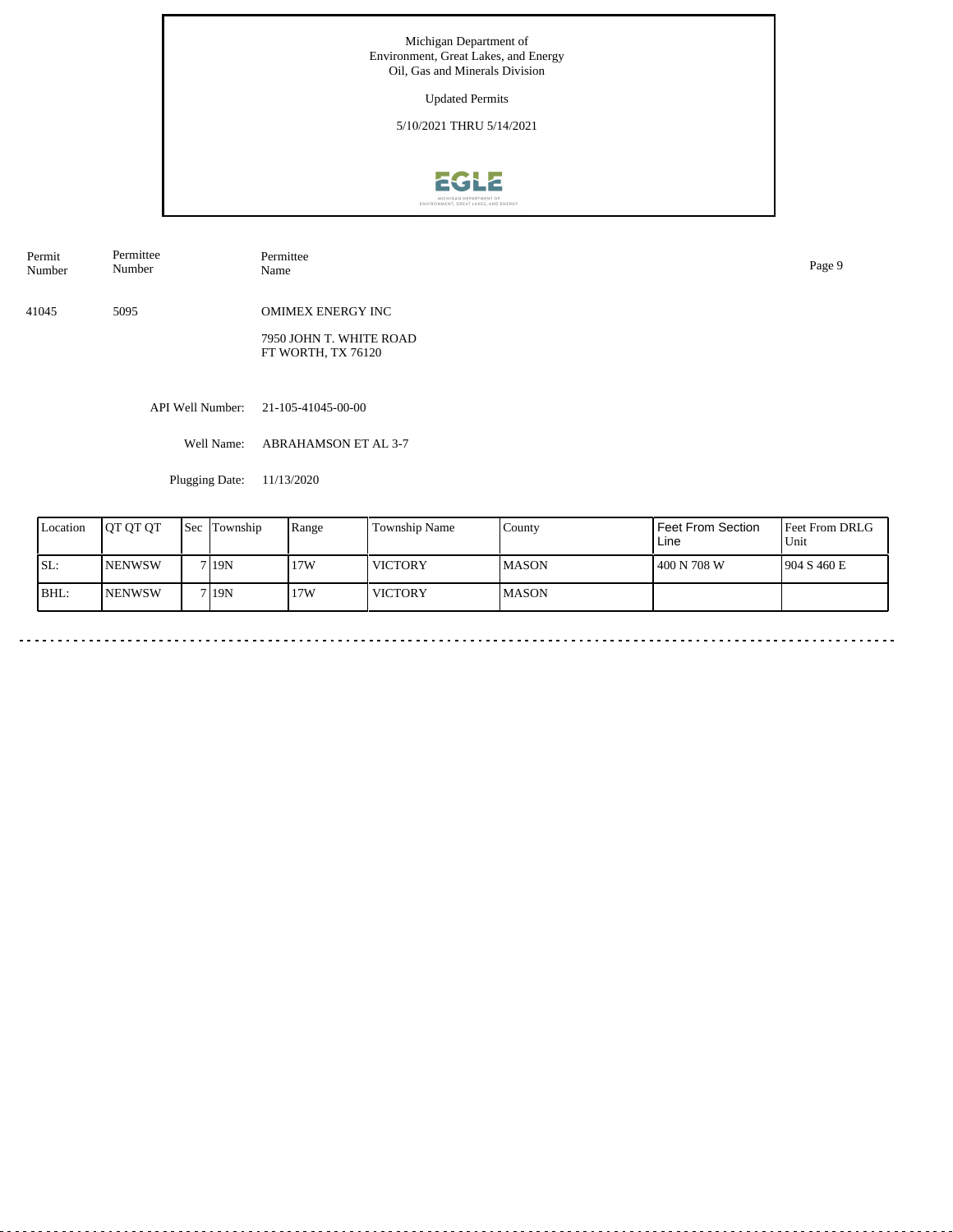Michigan Department of Environment, Great Lakes, and Energy
Oil, Gas and Minerals Division

Updated Permits

5/10/2021 THRU 5/14/2021

| Permit Number | Permittee Number | Permittee Name |
|---|---|---|
| 41045 | 5095 | OMIMEX ENERGY INC<br>7950 JOHN T. WHITE ROAD<br>FT WORTH, TX 76120 |

API Well Number: 21-105-41045-00-00

Well Name: ABRAHAMSON ET AL 3-7

Plugging Date: 11/13/2020

| Location | QT QT QT | Sec | Township | Range | Township Name | County | Feet From Section Line | Feet From DRLG Unit |
|---|---|---|---|---|---|---|---|---|
| SL: | NENWSW | 7 | 19N | 17W | VICTORY | MASON | 400 N 708 W | 904 S 460 E |
| BHL: | NENWSW | 7 | 19N | 17W | VICTORY | MASON | | |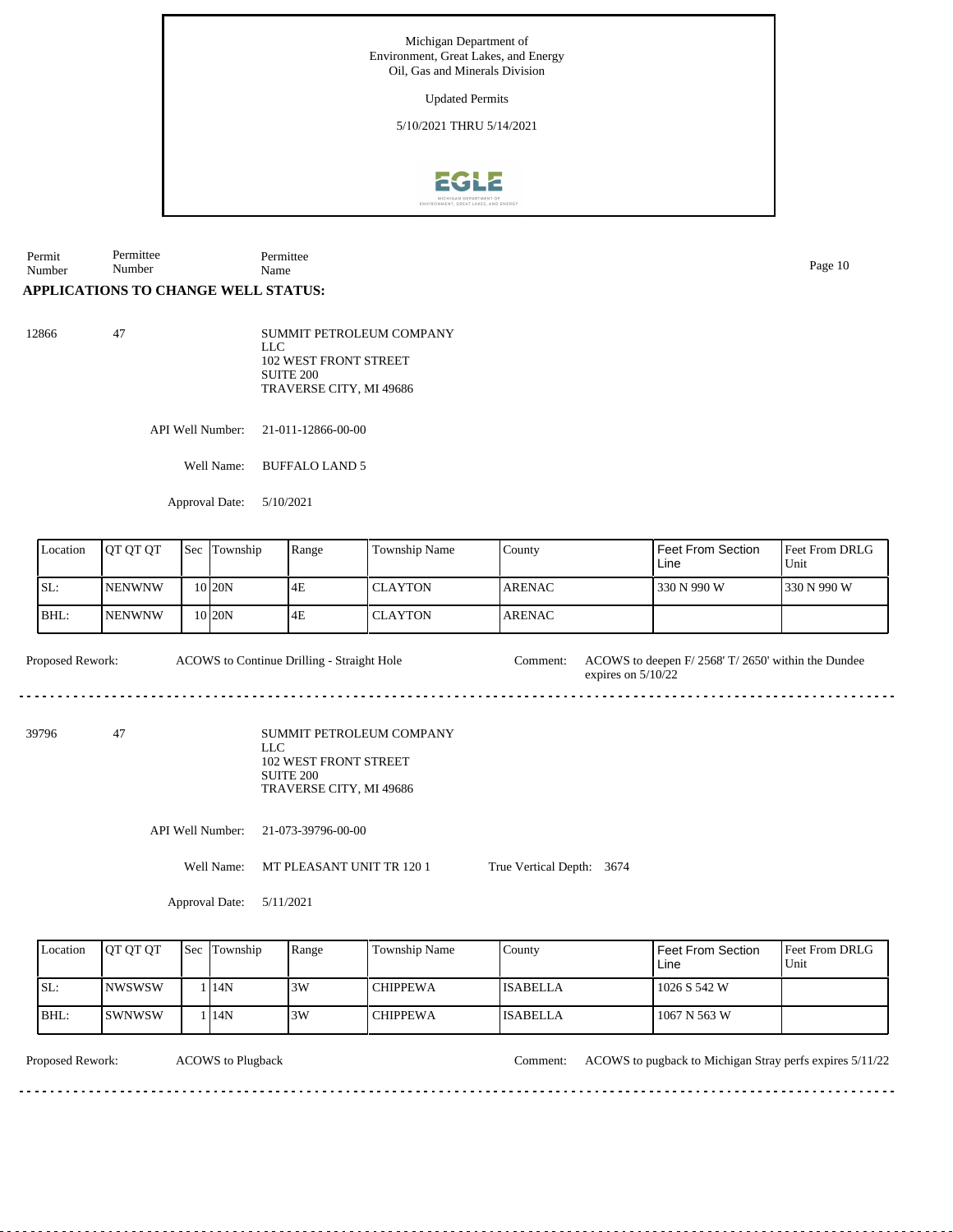Michigan Department of
Environment, Great Lakes, and Energy
Oil, Gas and Minerals Division

Updated Permits

5/10/2021 THRU 5/14/2021

| Permit Number | Permittee Number | Permittee Name |
|---|---|---|

## APPLICATIONS TO CHANGE WELL STATUS:

12866 &nbsp; 47 &nbsp; SUMMIT PETROLEUM COMPANY LLC
102 WEST FRONT STREET
SUITE 200
TRAVERSE CITY, MI 49686

API Well Number: 21-011-12866-00-00

Well Name: BUFFALO LAND 5

Approval Date: 5/10/2021

| Location | QT QT QT | Sec | Township | Range | Township Name | County | Feet From Section Line | Feet From DRLG Unit |
|---|---|---|---|---|---|---|---|---|
| SL: | NENWNW | 10 | 20N | 4E | CLAYTON | ARENAC | 330 N 990 W | 330 N 990 W |
| BHL: | NENWNW | 10 | 20N | 4E | CLAYTON | ARENAC | | |

Proposed Rework: ACOWS to Continue Drilling - Straight Hole

Comment: ACOWS to deepen F/ 2568' T/ 2650' within the Dundee expires on 5/10/22

---

39796 &nbsp; 47 &nbsp; SUMMIT PETROLEUM COMPANY LLC
102 WEST FRONT STREET
SUITE 200
TRAVERSE CITY, MI 49686

API Well Number: 21-073-39796-00-00

Well Name: MT PLEASANT UNIT TR 120 1 &nbsp;&nbsp; True Vertical Depth: 3674

Approval Date: 5/11/2021

| Location | QT QT QT | Sec | Township | Range | Township Name | County | Feet From Section Line | Feet From DRLG Unit |
|---|---|---|---|---|---|---|---|---|
| SL: | NWSWSW | 1 | 14N | 3W | CHIPPEWA | ISABELLA | 1026 S 542 W | |
| BHL: | SWNWSW | 1 | 14N | 3W | CHIPPEWA | ISABELLA | 1067 N 563 W | |

Proposed Rework: ACOWS to Plugback

Comment: ACOWS to pugback to Michigan Stray perfs expires 5/11/22

---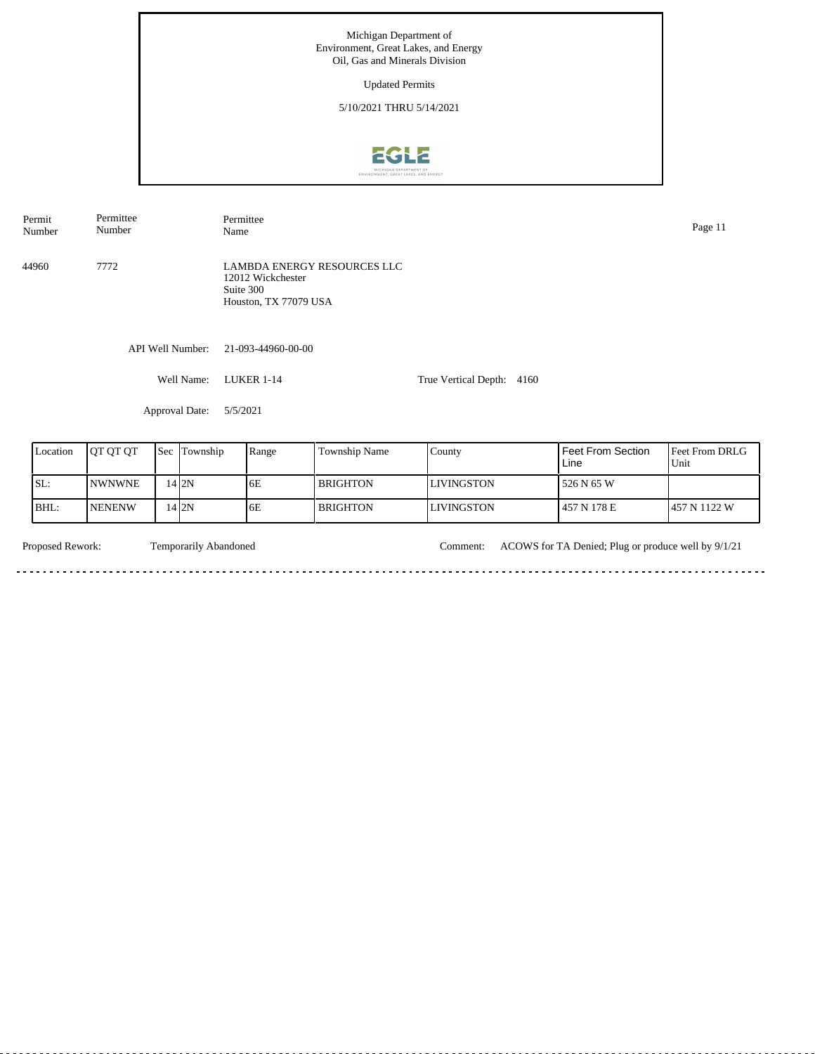Michigan Department of
Environment, Great Lakes, and Energy
Oil, Gas and Minerals Division

Updated Permits

5/10/2021 THRU 5/14/2021

| Permit Number | Permittee Number | Permittee Name |
|---|---|---|
| 44960 | 7772 | LAMBDA ENERGY RESOURCES LLC<br>12012 Wickchester<br>Suite 300<br>Houston, TX 77079 USA |

API Well Number: 21-093-44960-00-00

Well Name: LUKER 1-14

True Vertical Depth: 4160

Approval Date: 5/5/2021

| Location | QT QT QT | Sec | Township | Range | Township Name | County | Feet From Section Line | Feet From DRLG Unit |
|---|---|---|---|---|---|---|---|---|
| SL: | NWNWNE | 14 | 2N | 6E | BRIGHTON | LIVINGSTON | 526 N 65 W | |
| BHL: | NENENW | 14 | 2N | 6E | BRIGHTON | LIVINGSTON | 457 N 178 E | 457 N 1122 W |

Proposed Rework: Temporarily Abandoned

Comment: ACOWS for TA Denied; Plug or produce well by 9/1/21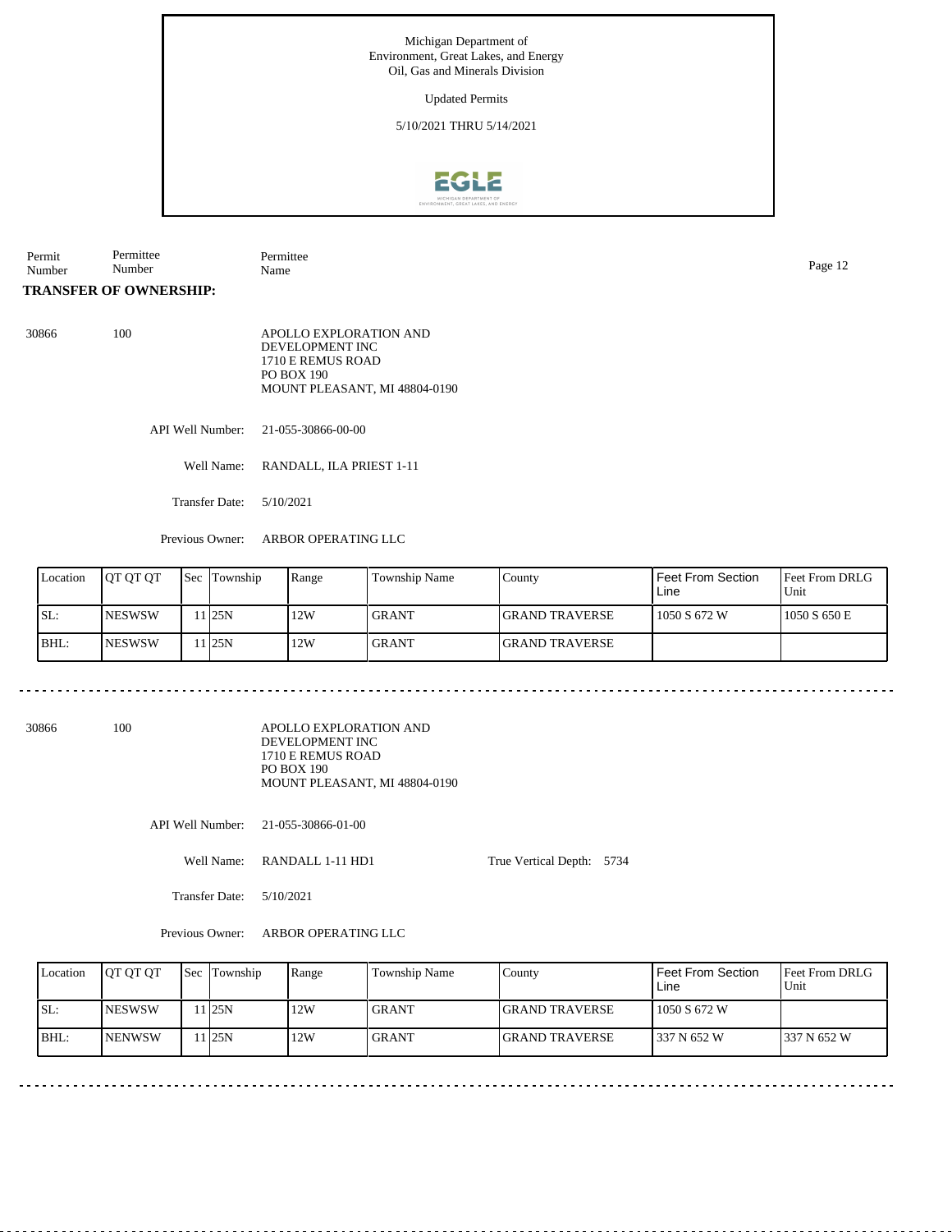Michigan Department of
Environment, Great Lakes, and Energy
Oil, Gas and Minerals Division

Updated Permits

5/10/2021 THRU 5/14/2021

| Permit Number | Permittee Number | Permittee Name |
|---|---|---|

**TRANSFER OF OWNERSHIP:**

30866 100

APOLLO EXPLORATION AND DEVELOPMENT INC
1710 E REMUS ROAD
PO BOX 190
MOUNT PLEASANT, MI 48804-0190

API Well Number: 21-055-30866-00-00

Well Name: RANDALL, ILA PRIEST 1-11

Transfer Date: 5/10/2021

Previous Owner: ARBOR OPERATING LLC

| Location | QT QT QT | Sec | Township | Range | Township Name | County | Feet From Section Line | Feet From DRLG Unit |
|---|---|---|---|---|---|---|---|---|
| SL: | NESWSW | 11 | 25N | 12W | GRANT | GRAND TRAVERSE | 1050 S 672 W | 1050 S 650 E |
| BHL: | NESWSW | 11 | 25N | 12W | GRANT | GRAND TRAVERSE | | |

---

30866 100

APOLLO EXPLORATION AND DEVELOPMENT INC
1710 E REMUS ROAD
PO BOX 190
MOUNT PLEASANT, MI 48804-0190

API Well Number: 21-055-30866-01-00

Well Name: RANDALL 1-11 HD1

True Vertical Depth: 5734

Transfer Date: 5/10/2021

Previous Owner: ARBOR OPERATING LLC

| Location | QT QT QT | Sec | Township | Range | Township Name | County | Feet From Section Line | Feet From DRLG Unit |
|---|---|---|---|---|---|---|---|---|
| SL: | NESWSW | 11 | 25N | 12W | GRANT | GRAND TRAVERSE | 1050 S 672 W | |
| BHL: | NENWSW | 11 | 25N | 12W | GRANT | GRAND TRAVERSE | 337 N 652 W | 337 N 652 W |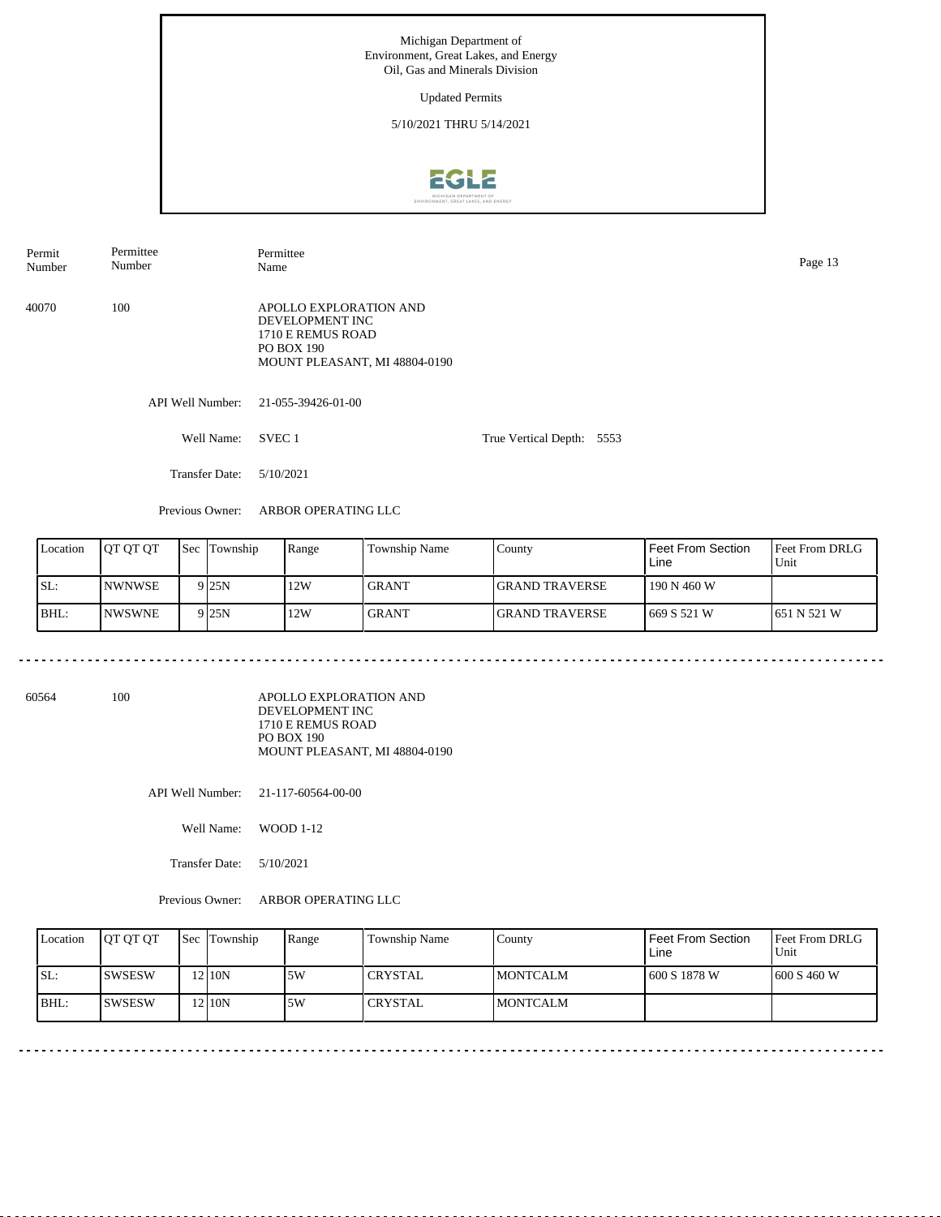Michigan Department of
Environment, Great Lakes, and Energy
Oil, Gas and Minerals Division

Updated Permits

5/10/2021 THRU 5/14/2021

| Permit Number | Permittee Number | Permittee Name |
|---|---|---|
| 40070 | 100 | APOLLO EXPLORATION AND DEVELOPMENT INC<br>1710 E REMUS ROAD<br>PO BOX 190<br>MOUNT PLEASANT, MI 48804-0190 |

API Well Number: 21-055-39426-01-00

Well Name: SVEC 1

True Vertical Depth: 5553

Transfer Date: 5/10/2021

Previous Owner: ARBOR OPERATING LLC

| Location | QT QT QT | Sec | Township | Range | Township Name | County | Feet From Section Line | Feet From DRLG Unit |
|---|---|---|---|---|---|---|---|---|
| SL: | NWNWSE | 9 | 25N | 12W | GRANT | GRAND TRAVERSE | 190 N 460 W | |
| BHL: | NWSWNE | 9 | 25N | 12W | GRANT | GRAND TRAVERSE | 669 S 521 W | 651 N 521 W |

| Permit Number | Permittee Number | Permittee Name |
|---|---|---|
| 60564 | 100 | APOLLO EXPLORATION AND DEVELOPMENT INC<br>1710 E REMUS ROAD<br>PO BOX 190<br>MOUNT PLEASANT, MI 48804-0190 |

API Well Number: 21-117-60564-00-00

Well Name: WOOD 1-12

Transfer Date: 5/10/2021

Previous Owner: ARBOR OPERATING LLC

| Location | QT QT QT | Sec | Township | Range | Township Name | County | Feet From Section Line | Feet From DRLG Unit |
|---|---|---|---|---|---|---|---|---|
| SL: | SWSESW | 12 | 10N | 5W | CRYSTAL | MONTCALM | 600 S 1878 W | 600 S 460 W |
| BHL: | SWSESW | 12 | 10N | 5W | CRYSTAL | MONTCALM | | |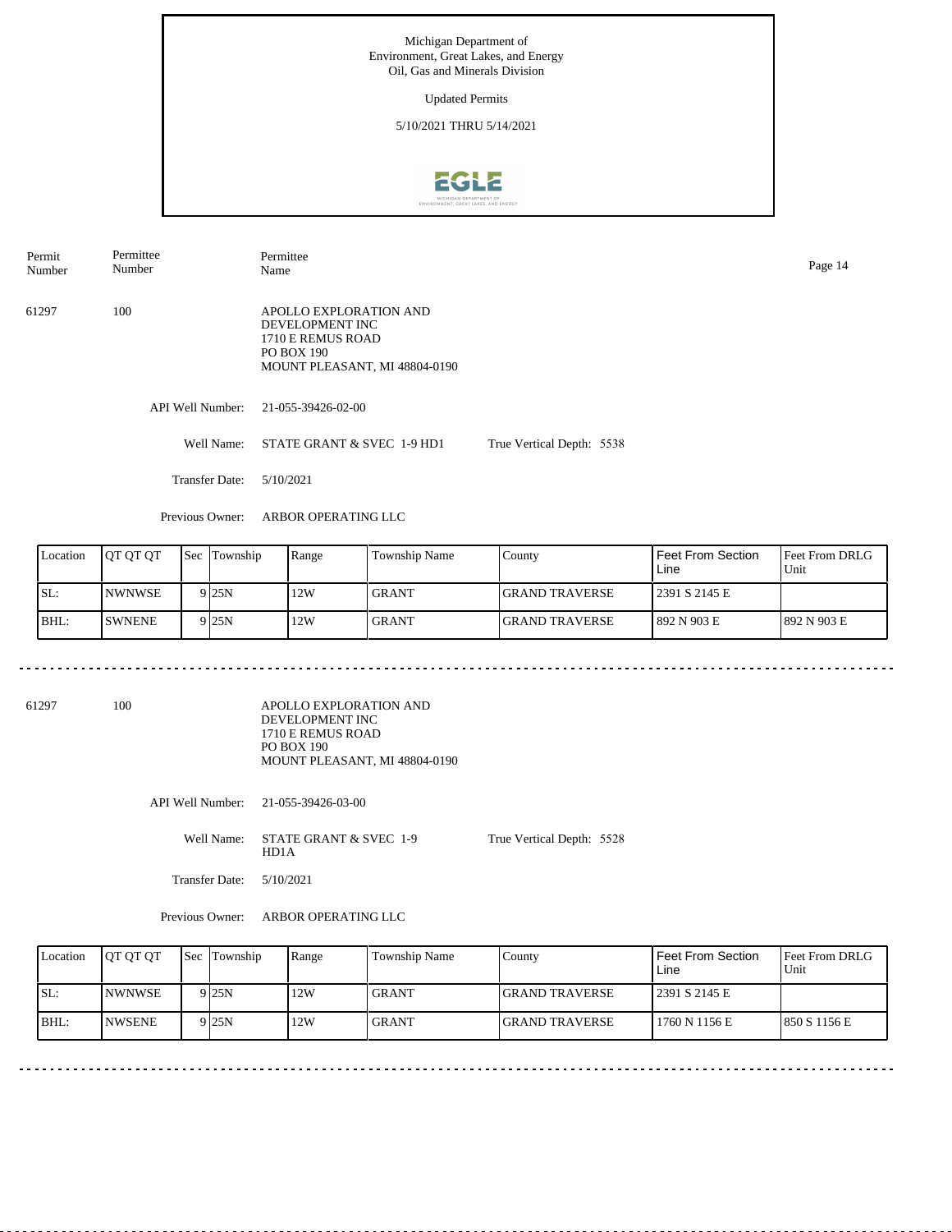Michigan Department of
Environment, Great Lakes, and Energy
Oil, Gas and Minerals Division

Updated Permits

5/10/2021 THRU 5/14/2021

| Permit Number | Permittee Number | Permittee Name |
|---|---|---|
| 61297 | 100 | APOLLO EXPLORATION AND DEVELOPMENT INC<br>1710 E REMUS ROAD<br>PO BOX 190<br>MOUNT PLEASANT, MI 48804-0190 |

API Well Number: 21-055-39426-02-00

Well Name: STATE GRANT & SVEC 1-9 HD1

True Vertical Depth: 5538

Transfer Date: 5/10/2021

Previous Owner: ARBOR OPERATING LLC

| Location | QT QT QT | Sec | Township | Range | Township Name | County | Feet From Section Line | Feet From DRLG Unit |
|---|---|---|---|---|---|---|---|---|
| SL: | NWNWSE | 9 | 25N | 12W | GRANT | GRAND TRAVERSE | 2391 S 2145 E | |
| BHL: | SWNENE | 9 | 25N | 12W | GRANT | GRAND TRAVERSE | 892 N 903 E | 892 N 903 E |

---

| Permit Number | Permittee Number | Permittee Name |
|---|---|---|
| 61297 | 100 | APOLLO EXPLORATION AND DEVELOPMENT INC<br>1710 E REMUS ROAD<br>PO BOX 190<br>MOUNT PLEASANT, MI 48804-0190 |

API Well Number: 21-055-39426-03-00

Well Name: STATE GRANT & SVEC 1-9 HD1A

True Vertical Depth: 5528

Transfer Date: 5/10/2021

Previous Owner: ARBOR OPERATING LLC

| Location | QT QT QT | Sec | Township | Range | Township Name | County | Feet From Section Line | Feet From DRLG Unit |
|---|---|---|---|---|---|---|---|---|
| SL: | NWNWSE | 9 | 25N | 12W | GRANT | GRAND TRAVERSE | 2391 S 2145 E | |
| BHL: | NWSENE | 9 | 25N | 12W | GRANT | GRAND TRAVERSE | 1760 N 1156 E | 850 S 1156 E |